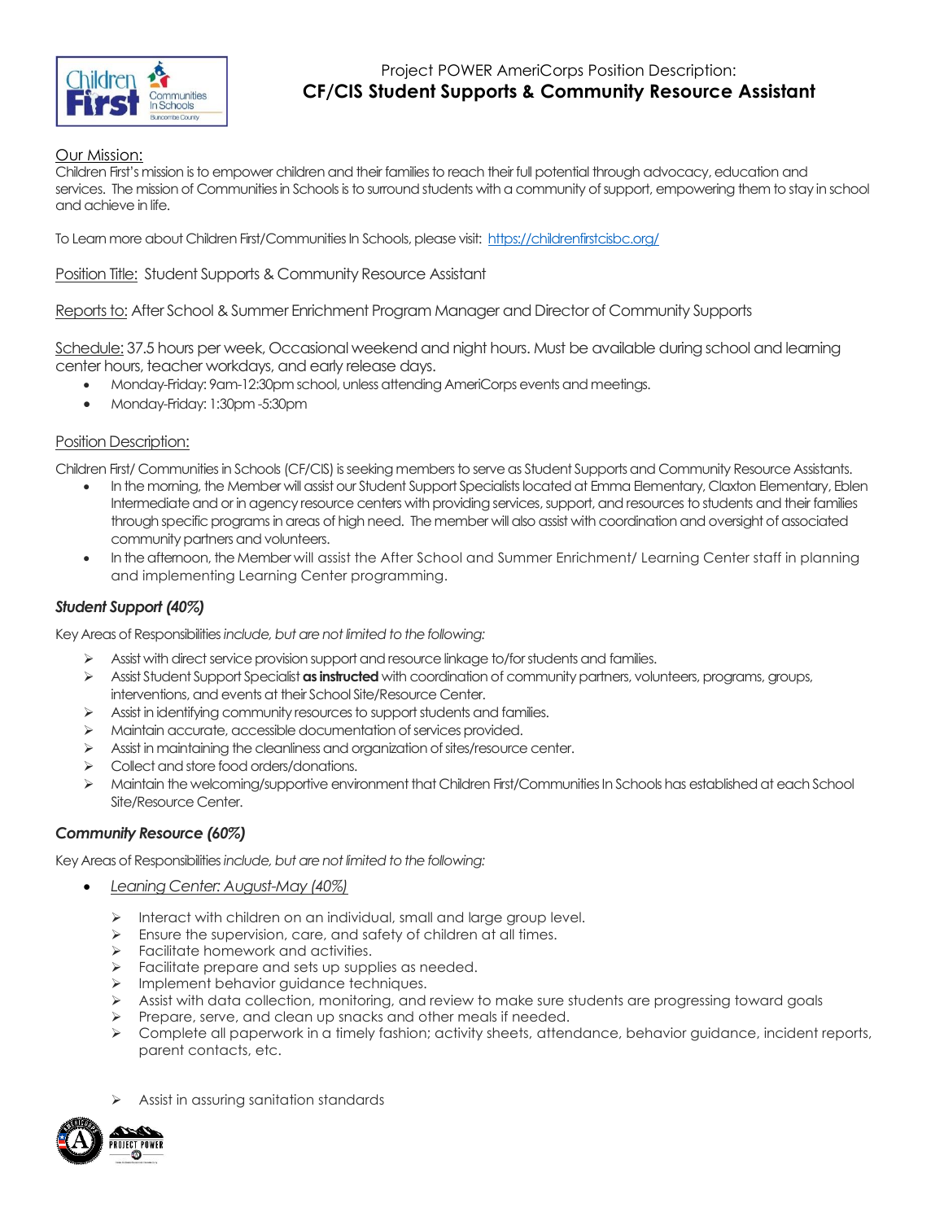Project POWER AmeriCorps Position Description:

# CF/CIS Student Supports & Community Resource Assistant

Our Mission:

Children First's mission is to empower children and their families to reach their full potential through advocacy, education and services. The mission of Communities in Schools is to surround students with a community of support, empowering them to stay in school and achieve in life.

To Learn more about Children First/Communities In Schools, please visit: https://childrenfirstcisbc.org/

Position Title: Student Supports & Community Resource Assistant

Reports to: After School & Summer Enrichment Program Manager and Director of Community Supports

Schedule: 37.5 hours per week, Occasional weekend and night hours. Must be available during school and learning center hours, teacher workdays, and early release days.

- Monday-Friday: 9am-12:30pm school, unless attending AmeriCorps events and meetings.
- Monday-Friday: 1:30pm -5:30pm

Position Description:

Children First/ Communities in Schools (CF/CIS) is seeking members to serve as Student Supports and Community Resource Assistants.

- In the morning, the Member will assist our Student Support Specialists located at Emma Elementary, Claxton Elementary, Eblen Intermediate and or in agency resource centers with providing services, support, and resources to students and their families through specific programs in areas of high need. The member will also assist with coordination and oversight of associated community partners and volunteers.
- In the afternoon, the Member will assist the After School and Summer Enrichment/ Learning Center staff in planning and implementing Learning Center programming.

### *Student Support (40%)*

Key Areas of Responsibilities *include, but are not limited to the following:*

- Assist with direct service provision support and resource linkage to/for students and families.
- Assist Student Support Specialist **as instructed** with coordination of community partners, volunteers, programs, groups, interventions, and events at their School Site/Resource Center.
- Assist in identifying community resources to support students and families.
- Maintain accurate, accessible documentation of services provided.
- Assist in maintaining the cleanliness and organization of sites/resource center.
- Collect and store food orders/donations.
- Maintain the welcoming/supportive environment that Children First/Communities In Schools has established at each School Site/Resource Center.

### *Community Resource (60%)*

Key Areas of Responsibilities *include, but are not limited to the following:*

- *Leaning Center: August-May (40%)*
  - Interact with children on an individual, small and large group level.
  - Ensure the supervision, care, and safety of children at all times.
  - Facilitate homework and activities.
  - Facilitate prepare and sets up supplies as needed.
  - Implement behavior guidance techniques.
  - Assist with data collection, monitoring, and review to make sure students are progressing toward goals
  - Prepare, serve, and clean up snacks and other meals if needed.
  - Complete all paperwork in a timely fashion; activity sheets, attendance, behavior guidance, incident reports, parent contacts, etc.
  - Assist in assuring sanitation standards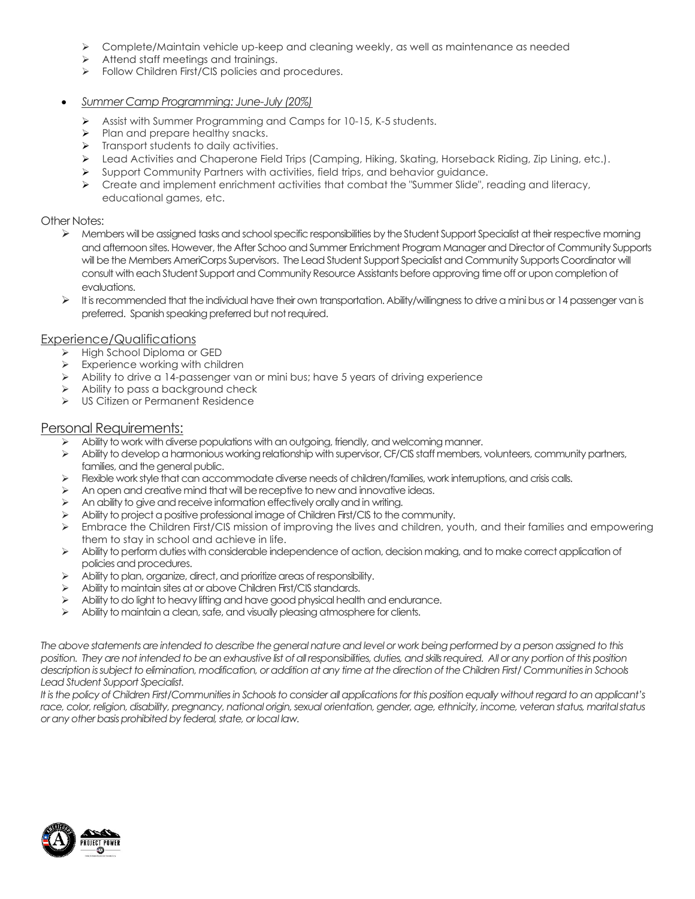- Complete/Maintain vehicle up-keep and cleaning weekly, as well as maintenance as needed
- Attend staff meetings and trainings.
- Follow Children First/CIS policies and procedures.

- *Summer Camp Programming: June-July (20%)*
  - Assist with Summer Programming and Camps for 10-15, K-5 students.
  - Plan and prepare healthy snacks.
  - Transport students to daily activities.
  - Lead Activities and Chaperone Field Trips (Camping, Hiking, Skating, Horseback Riding, Zip Lining, etc.).
  - Support Community Partners with activities, field trips, and behavior guidance.
  - Create and implement enrichment activities that combat the "Summer Slide", reading and literacy, educational games, etc.

Other Notes:

- Members will be assigned tasks and school specific responsibilities by the Student Support Specialist at their respective morning and afternoon sites. However, the After Schoo and Summer Enrichment Program Manager and Director of Community Supports will be the Members AmeriCorps Supervisors. The Lead Student Support Specialist and Community Supports Coordinator will consult with each Student Support and Community Resource Assistants before approving time off or upon completion of evaluations.
- It is recommended that the individual have their own transportation. Ability/willingness to drive a mini bus or 14 passenger van is preferred. Spanish speaking preferred but not required.

## Experience/Qualifications

- High School Diploma or GED
- Experience working with children
- Ability to drive a 14-passenger van or mini bus; have 5 years of driving experience
- Ability to pass a background check
- US Citizen or Permanent Residence

## Personal Requirements:

- Ability to work with diverse populations with an outgoing, friendly, and welcoming manner.
- Ability to develop a harmonious working relationship with supervisor, CF/CIS staff members, volunteers, community partners, families, and the general public.
- Flexible work style that can accommodate diverse needs of children/families, work interruptions, and crisis calls.
- An open and creative mind that will be receptive to new and innovative ideas.
- An ability to give and receive information effectively orally and in writing.
- Ability to project a positive professional image of Children First/CIS to the community.
- Embrace the Children First/CIS mission of improving the lives and children, youth, and their families and empowering them to stay in school and achieve in life.
- Ability to perform duties with considerable independence of action, decision making, and to make correct application of policies and procedures.
- Ability to plan, organize, direct, and prioritize areas of responsibility.
- Ability to maintain sites at or above Children First/CIS standards.
- Ability to do light to heavy lifting and have good physical health and endurance.
- Ability to maintain a clean, safe, and visually pleasing atmosphere for clients.

*The above statements are intended to describe the general nature and level or work being performed by a person assigned to this position. They are not intended to be an exhaustive list of all responsibilities, duties, and skills required. All or any portion of this position description is subject to elimination, modification, or addition at any time at the direction of the Children First/ Communities in Schools Lead Student Support Specialist.*

*It is the policy of Children First/Communities in Schools to consider all applications for this position equally without regard to an applicant's race, color, religion, disability, pregnancy, national origin, sexual orientation, gender, age, ethnicity, income, veteran status, marital status or any other basis prohibited by federal, state, or local law.*